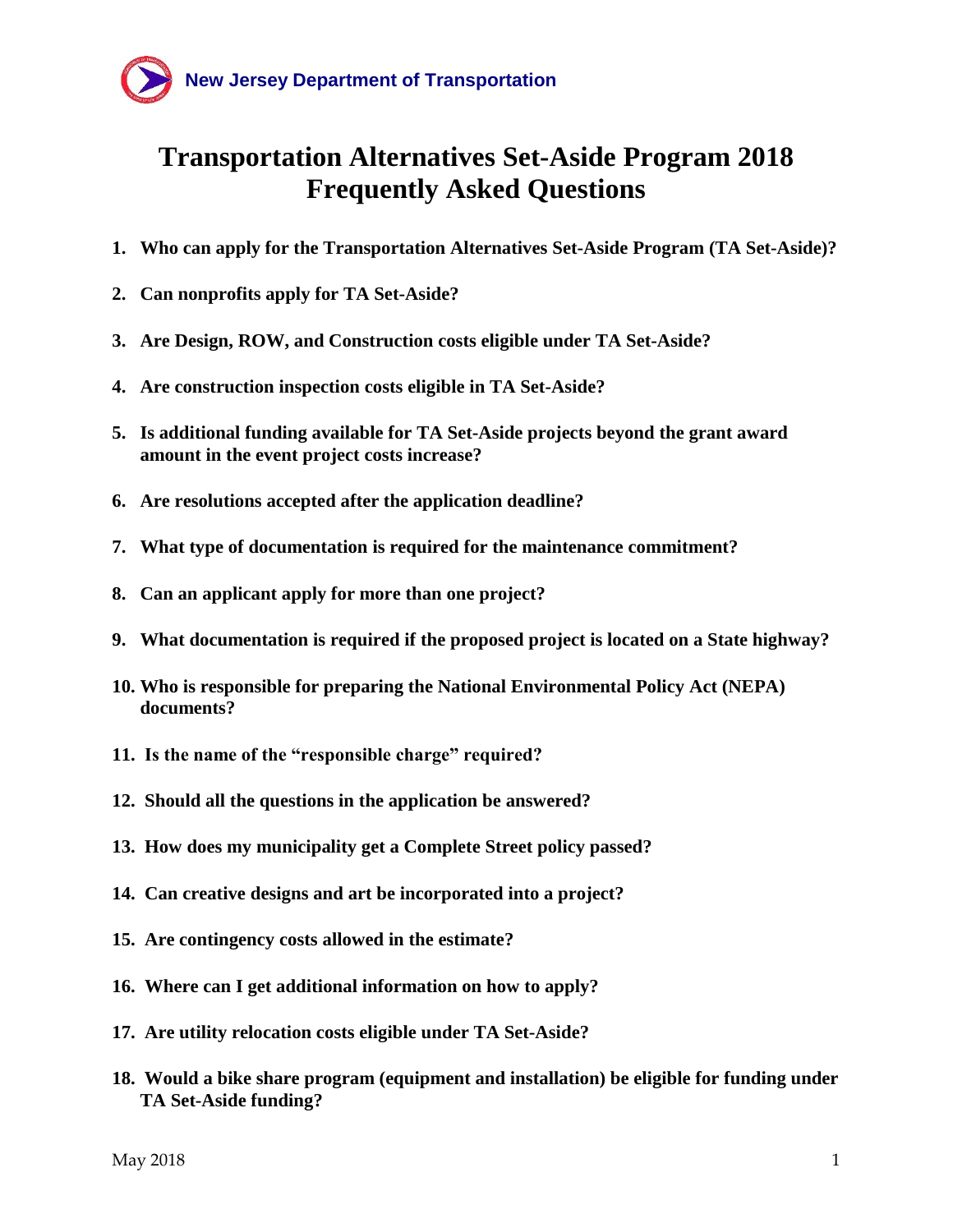New Jersey Department of Transportation

# Transportation Alternatives Set-Aside Program 2018 Frequently Asked Questions

1. **Who can apply for the Transportation Alternatives Set-Aside Program (TA Set-Aside)?**
2. **Can nonprofits apply for TA Set-Aside?**
3. **Are Design, ROW, and Construction costs eligible under TA Set-Aside?**
4. **Are construction inspection costs eligible in TA Set-Aside?**
5. **Is additional funding available for TA Set-Aside projects beyond the grant award amount in the event project costs increase?**
6. **Are resolutions accepted after the application deadline?**
7. **What type of documentation is required for the maintenance commitment?**
8. **Can an applicant apply for more than one project?**
9. **What documentation is required if the proposed project is located on a State highway?**
10. **Who is responsible for preparing the National Environmental Policy Act (NEPA) documents?**
11. **Is the name of the "responsible charge" required?**
12. **Should all the questions in the application be answered?**
13. **How does my municipality get a Complete Street policy passed?**
14. **Can creative designs and art be incorporated into a project?**
15. **Are contingency costs allowed in the estimate?**
16. **Where can I get additional information on how to apply?**
17. **Are utility relocation costs eligible under TA Set-Aside?**
18. **Would a bike share program (equipment and installation) be eligible for funding under TA Set-Aside funding?**

May 2018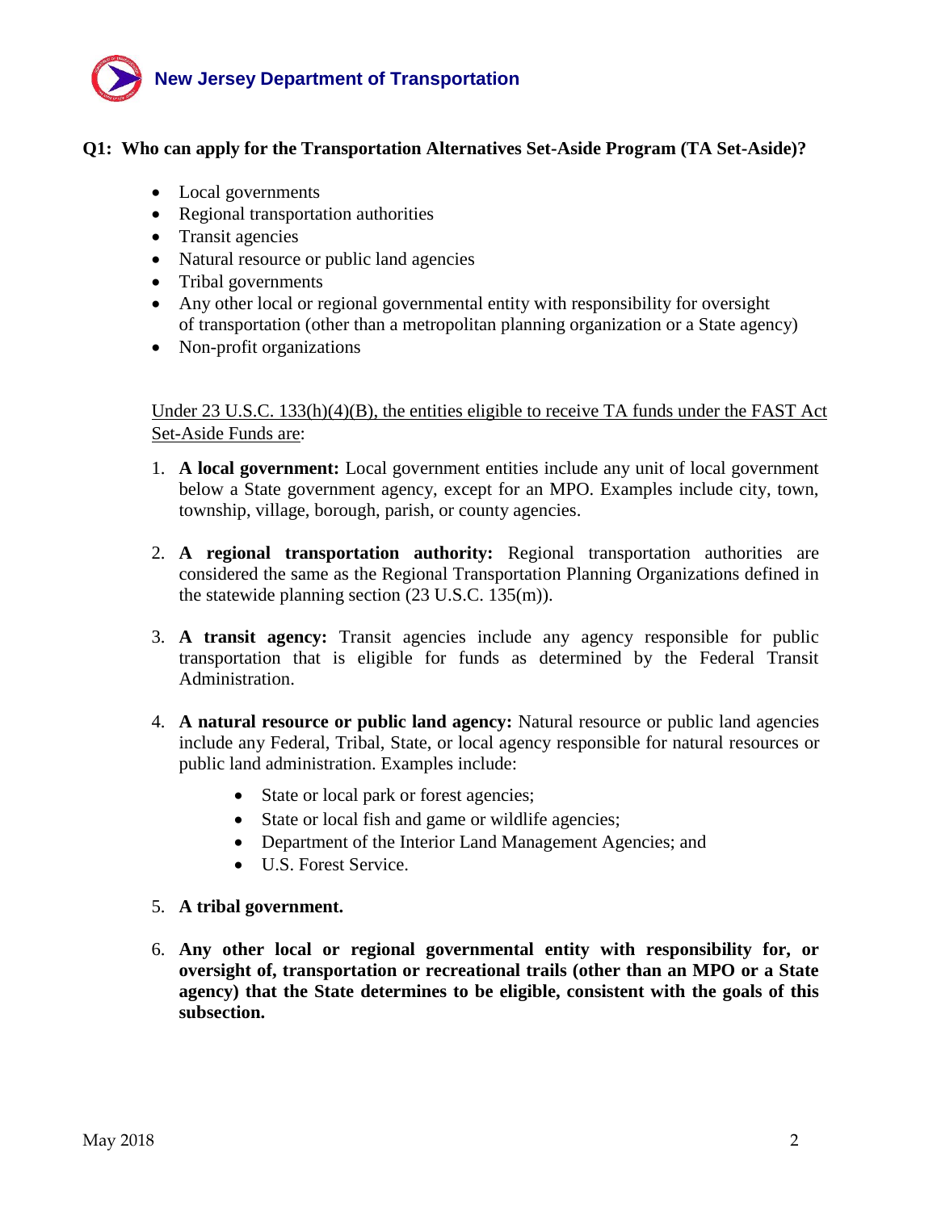**Q1: Who can apply for the Transportation Alternatives Set-Aside Program (TA Set-Aside)?**

- Local governments
- Regional transportation authorities
- Transit agencies
- Natural resource or public land agencies
- Tribal governments
- Any other local or regional governmental entity with responsibility for oversight of transportation (other than a metropolitan planning organization or a State agency)
- Non-profit organizations

<u>Under 23 U.S.C. 133(h)(4)(B), the entities eligible to receive TA funds under the FAST Act Set-Aside Funds are</u>:

1. **A local government:** Local government entities include any unit of local government below a State government agency, except for an MPO. Examples include city, town, township, village, borough, parish, or county agencies.

2. **A regional transportation authority:** Regional transportation authorities are considered the same as the Regional Transportation Planning Organizations defined in the statewide planning section (23 U.S.C. 135(m)).

3. **A transit agency:** Transit agencies include any agency responsible for public transportation that is eligible for funds as determined by the Federal Transit Administration.

4. **A natural resource or public land agency:** Natural resource or public land agencies include any Federal, Tribal, State, or local agency responsible for natural resources or public land administration. Examples include:
   - State or local park or forest agencies;
   - State or local fish and game or wildlife agencies;
   - Department of the Interior Land Management Agencies; and
   - U.S. Forest Service.

5. **A tribal government.**

6. **Any other local or regional governmental entity with responsibility for, or oversight of, transportation or recreational trails (other than an MPO or a State agency) that the State determines to be eligible, consistent with the goals of this subsection.**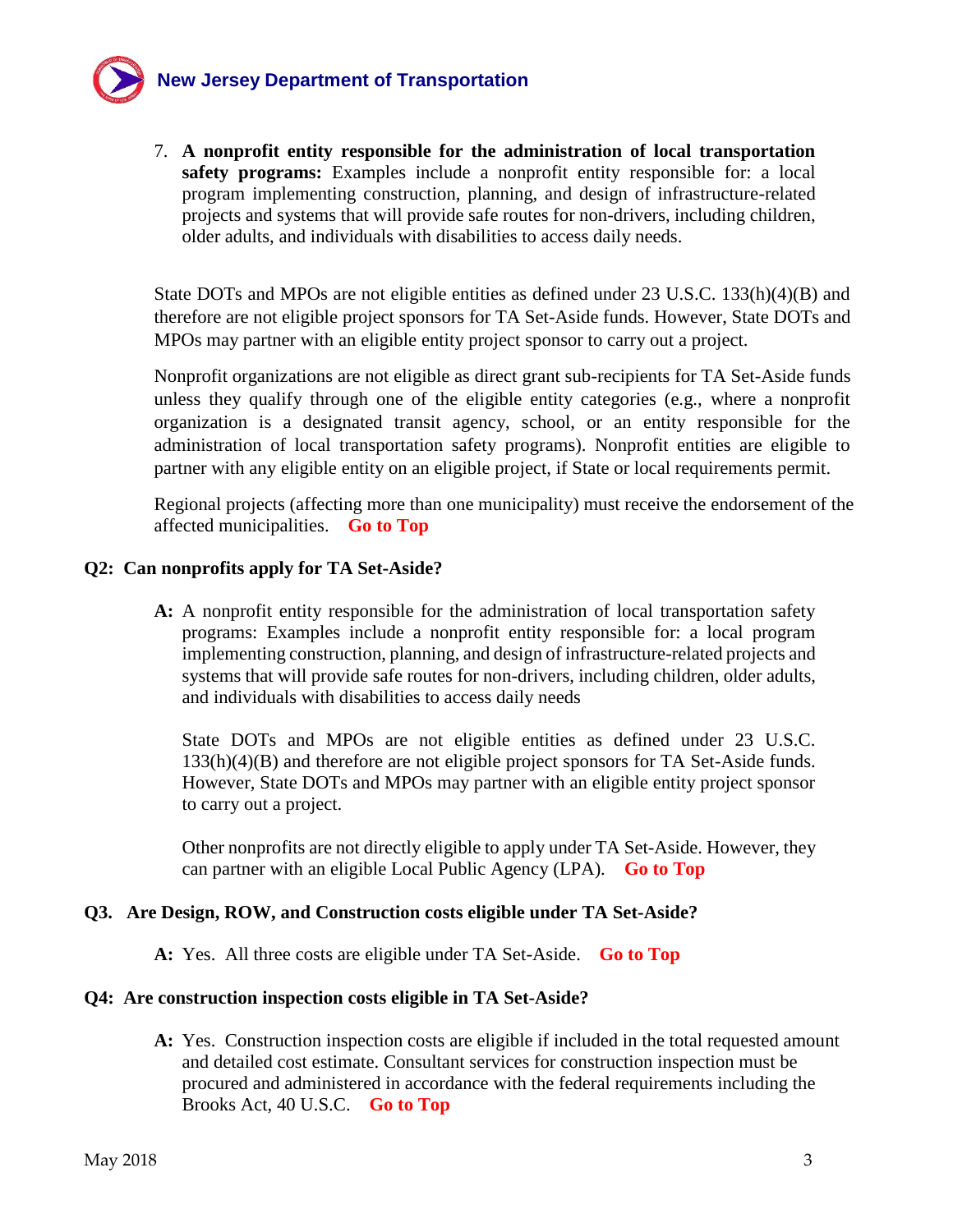7. **A nonprofit entity responsible for the administration of local transportation safety programs:** Examples include a nonprofit entity responsible for: a local program implementing construction, planning, and design of infrastructure-related projects and systems that will provide safe routes for non-drivers, including children, older adults, and individuals with disabilities to access daily needs.

State DOTs and MPOs are not eligible entities as defined under 23 U.S.C. 133(h)(4)(B) and therefore are not eligible project sponsors for TA Set-Aside funds. However, State DOTs and MPOs may partner with an eligible entity project sponsor to carry out a project.

Nonprofit organizations are not eligible as direct grant sub-recipients for TA Set-Aside funds unless they qualify through one of the eligible entity categories (e.g., where a nonprofit organization is a designated transit agency, school, or an entity responsible for the administration of local transportation safety programs). Nonprofit entities are eligible to partner with any eligible entity on an eligible project, if State or local requirements permit.

Regional projects (affecting more than one municipality) must receive the endorsement of the affected municipalities. **Go to Top**

**Q2: Can nonprofits apply for TA Set-Aside?**

**A:** A nonprofit entity responsible for the administration of local transportation safety programs: Examples include a nonprofit entity responsible for: a local program implementing construction, planning, and design of infrastructure-related projects and systems that will provide safe routes for non-drivers, including children, older adults, and individuals with disabilities to access daily needs

State DOTs and MPOs are not eligible entities as defined under 23 U.S.C. 133(h)(4)(B) and therefore are not eligible project sponsors for TA Set-Aside funds. However, State DOTs and MPOs may partner with an eligible entity project sponsor to carry out a project.

Other nonprofits are not directly eligible to apply under TA Set-Aside. However, they can partner with an eligible Local Public Agency (LPA). **Go to Top**

**Q3. Are Design, ROW, and Construction costs eligible under TA Set-Aside?**

**A:** Yes. All three costs are eligible under TA Set-Aside. **Go to Top**

**Q4: Are construction inspection costs eligible in TA Set-Aside?**

**A:** Yes. Construction inspection costs are eligible if included in the total requested amount and detailed cost estimate. Consultant services for construction inspection must be procured and administered in accordance with the federal requirements including the Brooks Act, 40 U.S.C. **Go to Top**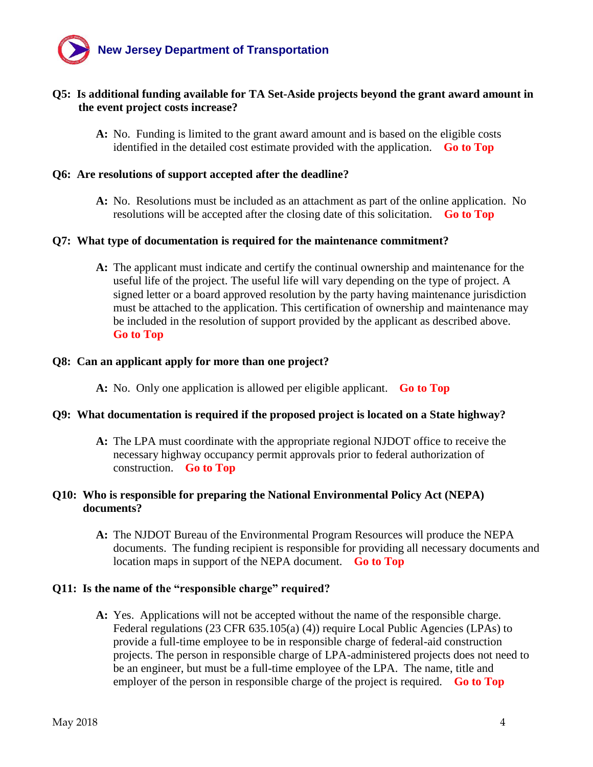**Q5: Is additional funding available for TA Set-Aside projects beyond the grant award amount in the event project costs increase?**

> **A:** No. Funding is limited to the grant award amount and is based on the eligible costs identified in the detailed cost estimate provided with the application. **Go to Top**

**Q6: Are resolutions of support accepted after the deadline?**

> **A:** No. Resolutions must be included as an attachment as part of the online application. No resolutions will be accepted after the closing date of this solicitation. **Go to Top**

**Q7: What type of documentation is required for the maintenance commitment?**

> **A:** The applicant must indicate and certify the continual ownership and maintenance for the useful life of the project. The useful life will vary depending on the type of project. A signed letter or a board approved resolution by the party having maintenance jurisdiction must be attached to the application. This certification of ownership and maintenance may be included in the resolution of support provided by the applicant as described above. **Go to Top**

**Q8: Can an applicant apply for more than one project?**

> **A:** No. Only one application is allowed per eligible applicant. **Go to Top**

**Q9: What documentation is required if the proposed project is located on a State highway?**

> **A:** The LPA must coordinate with the appropriate regional NJDOT office to receive the necessary highway occupancy permit approvals prior to federal authorization of construction. **Go to Top**

**Q10: Who is responsible for preparing the National Environmental Policy Act (NEPA) documents?**

> **A:** The NJDOT Bureau of the Environmental Program Resources will produce the NEPA documents. The funding recipient is responsible for providing all necessary documents and location maps in support of the NEPA document. **Go to Top**

**Q11: Is the name of the "responsible charge" required?**

> **A:** Yes. Applications will not be accepted without the name of the responsible charge. Federal regulations (23 CFR 635.105(a) (4)) require Local Public Agencies (LPAs) to provide a full-time employee to be in responsible charge of federal-aid construction projects. The person in responsible charge of LPA-administered projects does not need to be an engineer, but must be a full-time employee of the LPA. The name, title and employer of the person in responsible charge of the project is required. **Go to Top**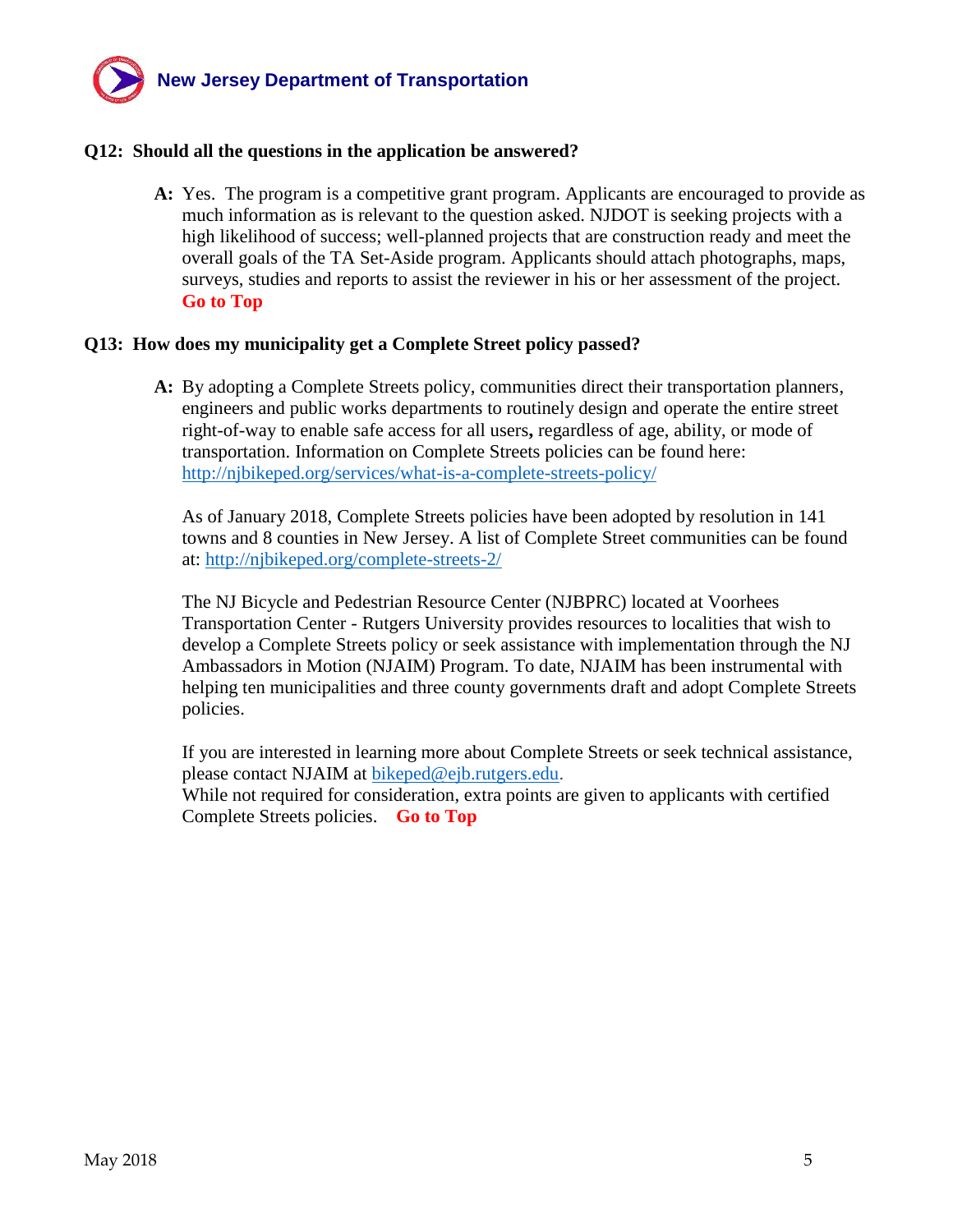**Q12: Should all the questions in the application be answered?**

**A:** Yes. The program is a competitive grant program. Applicants are encouraged to provide as much information as is relevant to the question asked. NJDOT is seeking projects with a high likelihood of success; well-planned projects that are construction ready and meet the overall goals of the TA Set-Aside program. Applicants should attach photographs, maps, surveys, studies and reports to assist the reviewer in his or her assessment of the project. **Go to Top**

**Q13: How does my municipality get a Complete Street policy passed?**

**A:** By adopting a Complete Streets policy, communities direct their transportation planners, engineers and public works departments to routinely design and operate the entire street right-of-way to enable safe access for all users**,** regardless of age, ability, or mode of transportation. Information on Complete Streets policies can be found here: http://njbikeped.org/services/what-is-a-complete-streets-policy/

As of January 2018, Complete Streets policies have been adopted by resolution in 141 towns and 8 counties in New Jersey. A list of Complete Street communities can be found at: http://njbikeped.org/complete-streets-2/

The NJ Bicycle and Pedestrian Resource Center (NJBPRC) located at Voorhees Transportation Center - Rutgers University provides resources to localities that wish to develop a Complete Streets policy or seek assistance with implementation through the NJ Ambassadors in Motion (NJAIM) Program. To date, NJAIM has been instrumental with helping ten municipalities and three county governments draft and adopt Complete Streets policies.

If you are interested in learning more about Complete Streets or seek technical assistance, please contact NJAIM at bikeped@ejb.rutgers.edu.
While not required for consideration, extra points are given to applicants with certified Complete Streets policies. **Go to Top**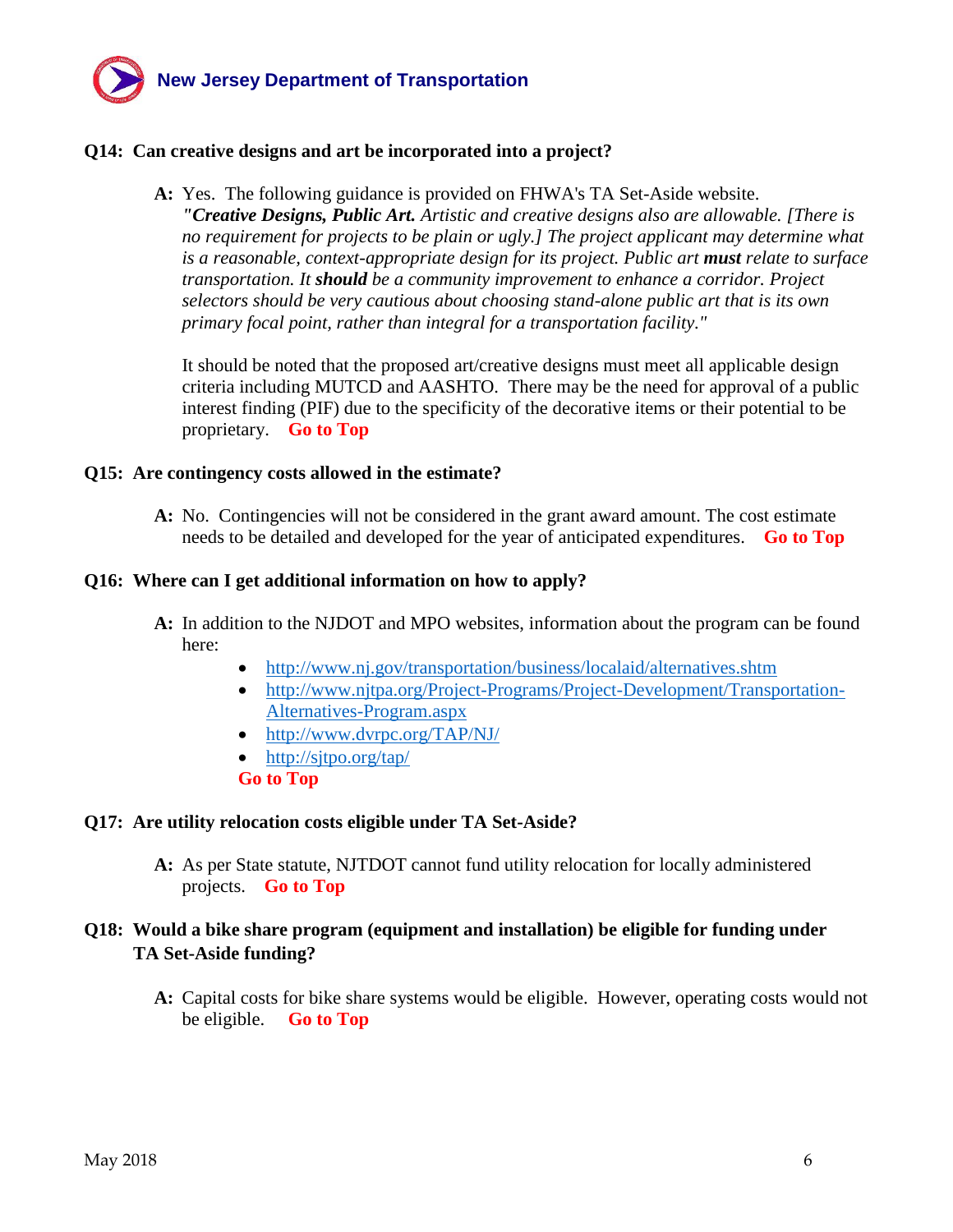### Q14: Can creative designs and art be incorporated into a project?

**A:** Yes. The following guidance is provided on FHWA's TA Set-Aside website. *"**Creative Designs, Public Art.** Artistic and creative designs also are allowable. [There is no requirement for projects to be plain or ugly.] The project applicant may determine what is a reasonable, context-appropriate design for its project. Public art **must** relate to surface transportation. It **should** be a community improvement to enhance a corridor. Project selectors should be very cautious about choosing stand-alone public art that is its own primary focal point, rather than integral for a transportation facility."*

It should be noted that the proposed art/creative designs must meet all applicable design criteria including MUTCD and AASHTO. There may be the need for approval of a public interest finding (PIF) due to the specificity of the decorative items or their potential to be proprietary. **Go to Top**

### Q15: Are contingency costs allowed in the estimate?

**A:** No. Contingencies will not be considered in the grant award amount. The cost estimate needs to be detailed and developed for the year of anticipated expenditures. **Go to Top**

### Q16: Where can I get additional information on how to apply?

**A:** In addition to the NJDOT and MPO websites, information about the program can be found here:

- http://www.nj.gov/transportation/business/localaid/alternatives.shtm
- http://www.njtpa.org/Project-Programs/Project-Development/Transportation-Alternatives-Program.aspx
- http://www.dvrpc.org/TAP/NJ/
- http://sjtpo.org/tap/

**Go to Top**

### Q17: Are utility relocation costs eligible under TA Set-Aside?

**A:** As per State statute, NJTDOT cannot fund utility relocation for locally administered projects. **Go to Top**

### Q18: Would a bike share program (equipment and installation) be eligible for funding under TA Set-Aside funding?

**A:** Capital costs for bike share systems would be eligible. However, operating costs would not be eligible. **Go to Top**